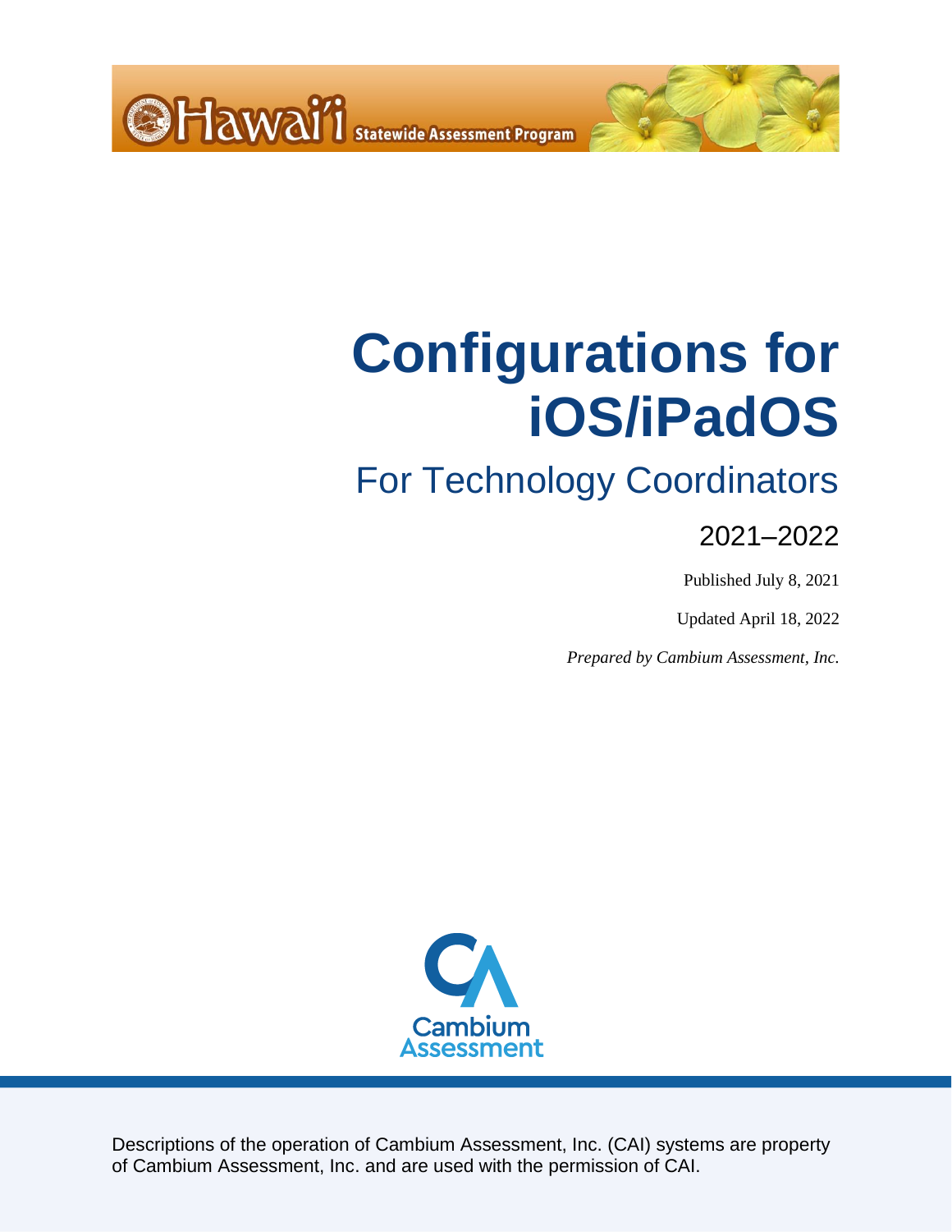Hawai'i Statewide Assessment Program

# Configurations for iOS/iPadOS

## For Technology Coordinators

2021–2022

Published July 8, 2021

Updated April 18, 2022

*Prepared by Cambium Assessment, Inc.*

Cambium Assessment

Descriptions of the operation of Cambium Assessment, Inc. (CAI) systems are property of Cambium Assessment, Inc. and are used with the permission of CAI.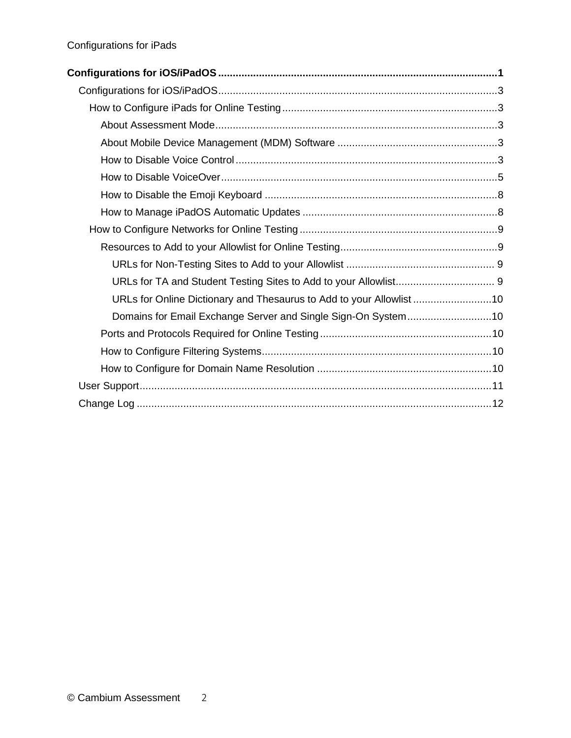**Configurations for iOS/iPadOS ............................................................................................1**

- Configurations for iOS/iPadOS ............................................................................................3
  - How to Configure iPads for Online Testing .........................................................................3
    - About Assessment Mode ................................................................................................3
    - About Mobile Device Management (MDM) Software ......................................................3
    - How to Disable Voice Control ..........................................................................................3
    - How to Disable VoiceOver ..............................................................................................5
    - How to Disable the Emoji Keyboard ................................................................................8
    - How to Manage iPadOS Automatic Updates ..................................................................8
  - How to Configure Networks for Online Testing ....................................................................9
    - Resources to Add to your Allowlist for Online Testing......................................................9
      - URLs for Non-Testing Sites to Add to your Allowlist ................................................... 9
      - URLs for TA and Student Testing Sites to Add to your Allowlist.................................. 9
      - URLs for Online Dictionary and Thesaurus to Add to your Allowlist ...........................10
      - Domains for Email Exchange Server and Single Sign-On System.............................10
    - Ports and Protocols Required for Online Testing ...........................................................10
    - How to Configure Filtering Systems..............................................................................10
    - How to Configure for Domain Name Resolution ............................................................10
- User Support........................................................................................................................11
- Change Log .........................................................................................................................12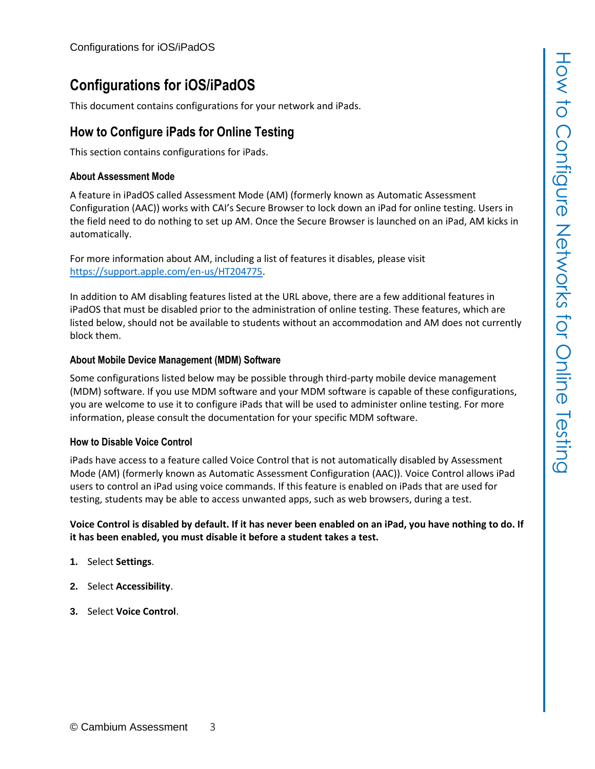# Configurations for iOS/iPadOS

This document contains configurations for your network and iPads.

## How to Configure iPads for Online Testing

This section contains configurations for iPads.

### About Assessment Mode

A feature in iPadOS called Assessment Mode (AM) (formerly known as Automatic Assessment Configuration (AAC)) works with CAI's Secure Browser to lock down an iPad for online testing. Users in the field need to do nothing to set up AM. Once the Secure Browser is launched on an iPad, AM kicks in automatically.

For more information about AM, including a list of features it disables, please visit https://support.apple.com/en-us/HT204775.

In addition to AM disabling features listed at the URL above, there are a few additional features in iPadOS that must be disabled prior to the administration of online testing. These features, which are listed below, should not be available to students without an accommodation and AM does not currently block them.

### About Mobile Device Management (MDM) Software

Some configurations listed below may be possible through third-party mobile device management (MDM) software. If you use MDM software and your MDM software is capable of these configurations, you are welcome to use it to configure iPads that will be used to administer online testing. For more information, please consult the documentation for your specific MDM software.

### How to Disable Voice Control

iPads have access to a feature called Voice Control that is not automatically disabled by Assessment Mode (AM) (formerly known as Automatic Assessment Configuration (AAC)). Voice Control allows iPad users to control an iPad using voice commands. If this feature is enabled on iPads that are used for testing, students may be able to access unwanted apps, such as web browsers, during a test.

**Voice Control is disabled by default. If it has never been enabled on an iPad, you have nothing to do. If it has been enabled, you must disable it before a student takes a test.**

1. Select **Settings**.
2. Select **Accessibility**.
3. Select **Voice Control**.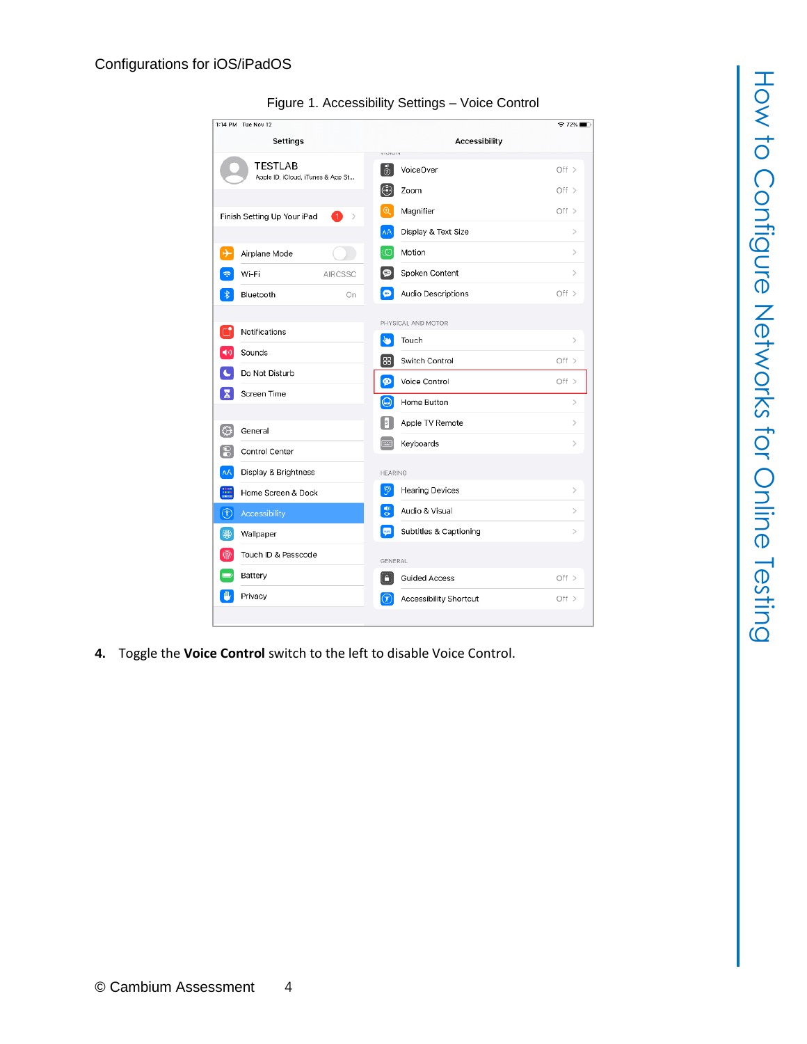Figure 1. Accessibility Settings – Voice Control

4. Toggle the **Voice Control** switch to the left to disable Voice Control.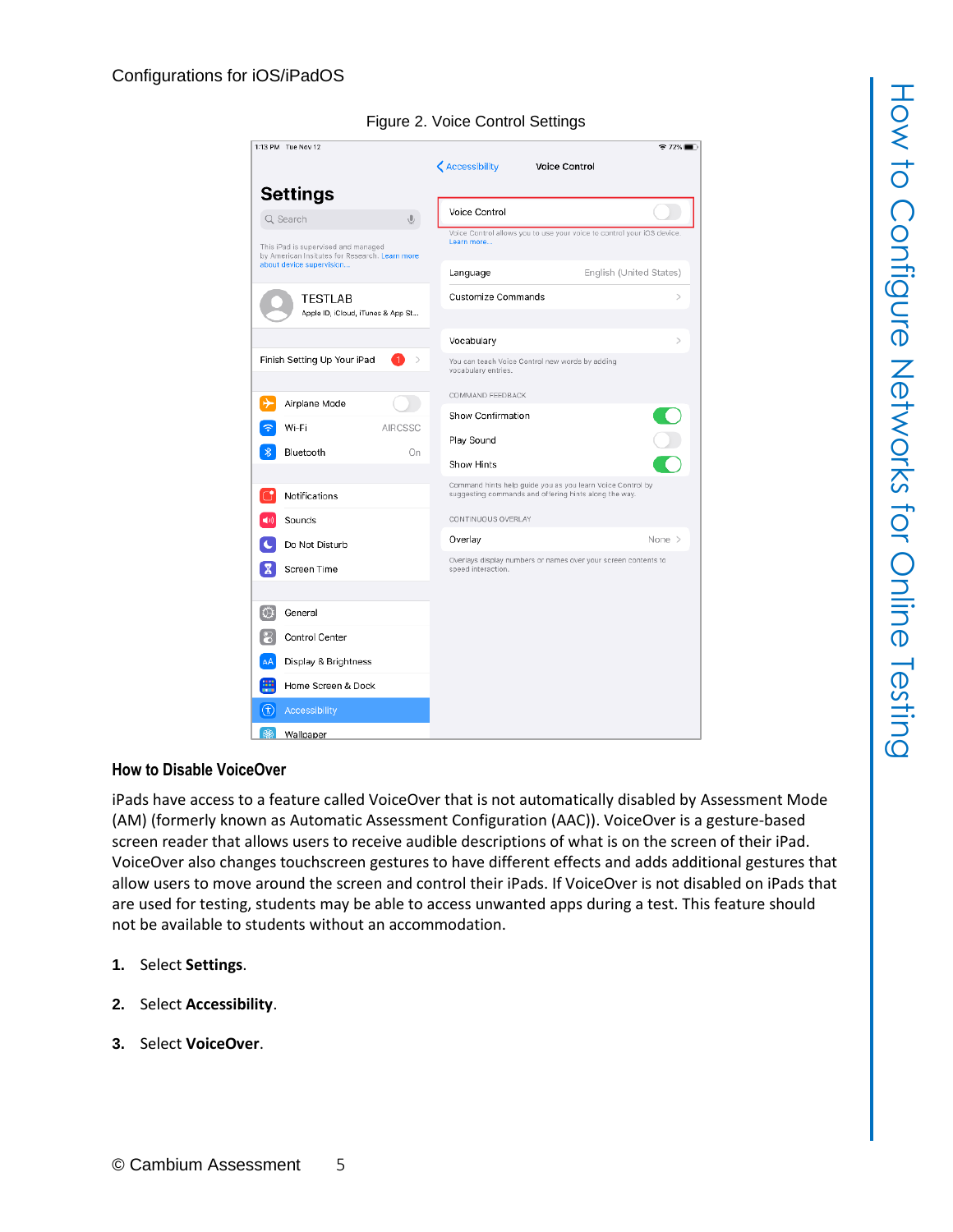Figure 2. Voice Control Settings

### How to Disable VoiceOver

iPads have access to a feature called VoiceOver that is not automatically disabled by Assessment Mode (AM) (formerly known as Automatic Assessment Configuration (AAC)). VoiceOver is a gesture-based screen reader that allows users to receive audible descriptions of what is on the screen of their iPad. VoiceOver also changes touchscreen gestures to have different effects and adds additional gestures that allow users to move around the screen and control their iPads. If VoiceOver is not disabled on iPads that are used for testing, students may be able to access unwanted apps during a test. This feature should not be available to students without an accommodation.

1. Select **Settings**.
2. Select **Accessibility**.
3. Select **VoiceOver**.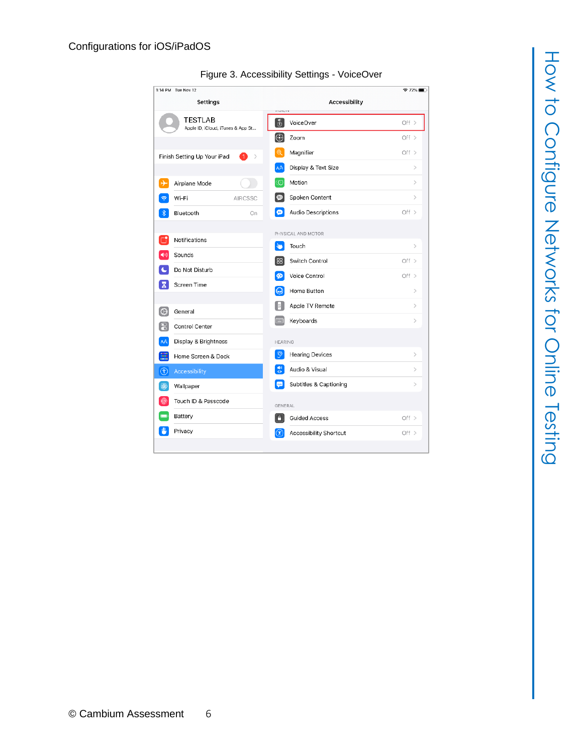Configurations for iOS/iPadOS

Figure 3. Accessibility Settings - VoiceOver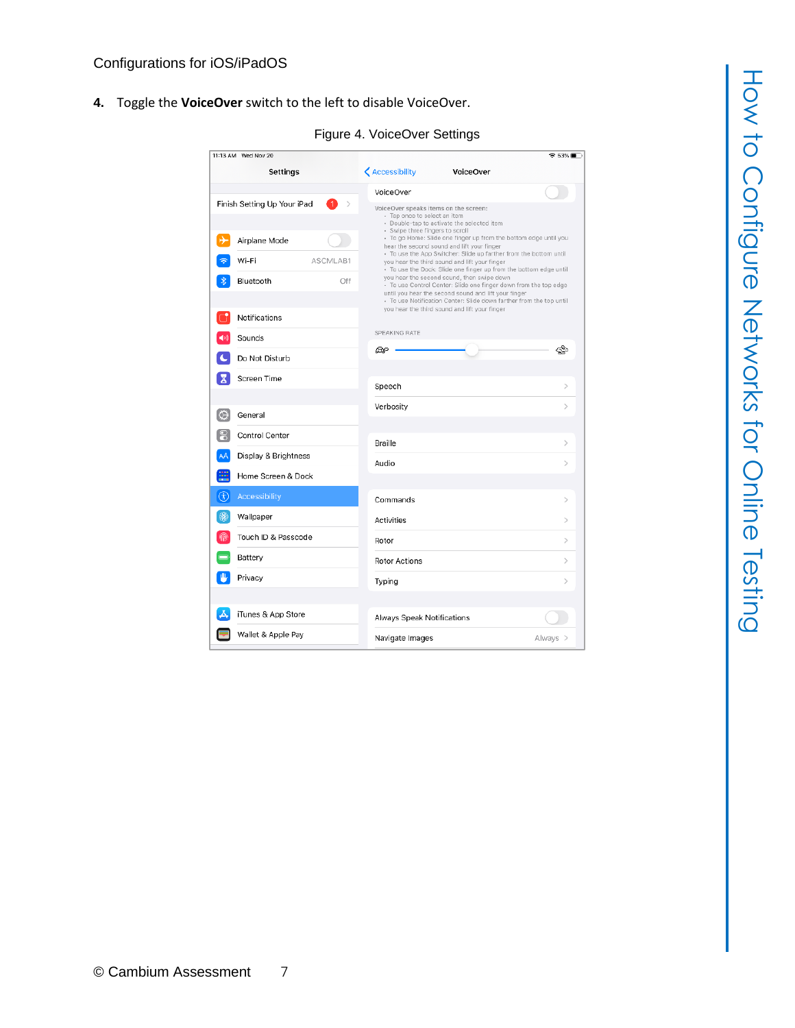4. Toggle the **VoiceOver** switch to the left to disable VoiceOver.

Figure 4. VoiceOver Settings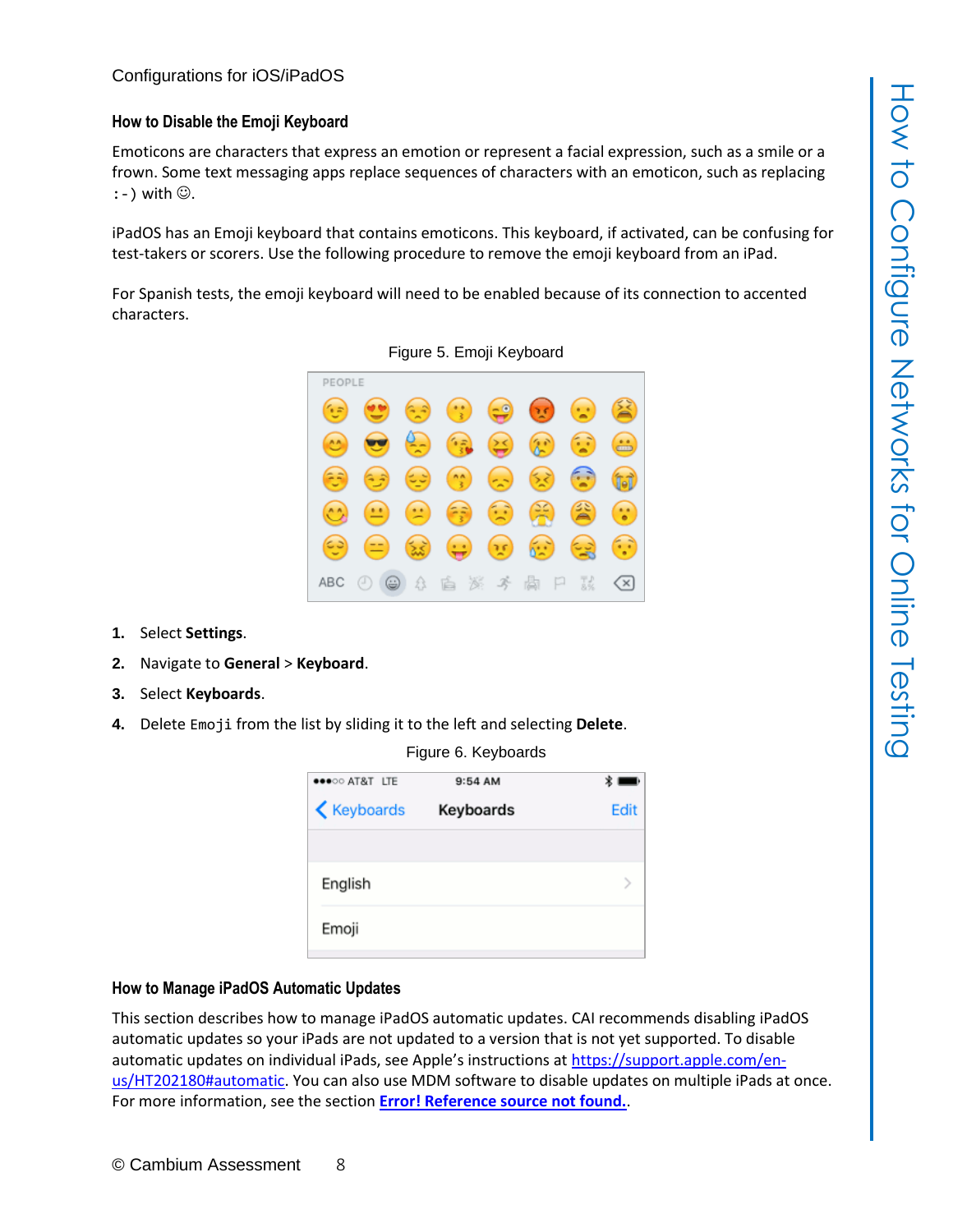## How to Disable the Emoji Keyboard

Emoticons are characters that express an emotion or represent a facial expression, such as a smile or a frown. Some text messaging apps replace sequences of characters with an emoticon, such as replacing `:-)` with ☺.

iPadOS has an Emoji keyboard that contains emoticons. This keyboard, if activated, can be confusing for test-takers or scorers. Use the following procedure to remove the emoji keyboard from an iPad.

For Spanish tests, the emoji keyboard will need to be enabled because of its connection to accented characters.

Figure 5. Emoji Keyboard

1. Select **Settings**.
2. Navigate to **General** > **Keyboard**.
3. Select **Keyboards**.
4. Delete `Emoji` from the list by sliding it to the left and selecting **Delete**.

Figure 6. Keyboards

## How to Manage iPadOS Automatic Updates

This section describes how to manage iPadOS automatic updates. CAI recommends disabling iPadOS automatic updates so your iPads are not updated to a version that is not yet supported. To disable automatic updates on individual iPads, see Apple's instructions at https://support.apple.com/en-us/HT202180#automatic. You can also use MDM software to disable updates on multiple iPads at once. For more information, see the section **Error! Reference source not found.**.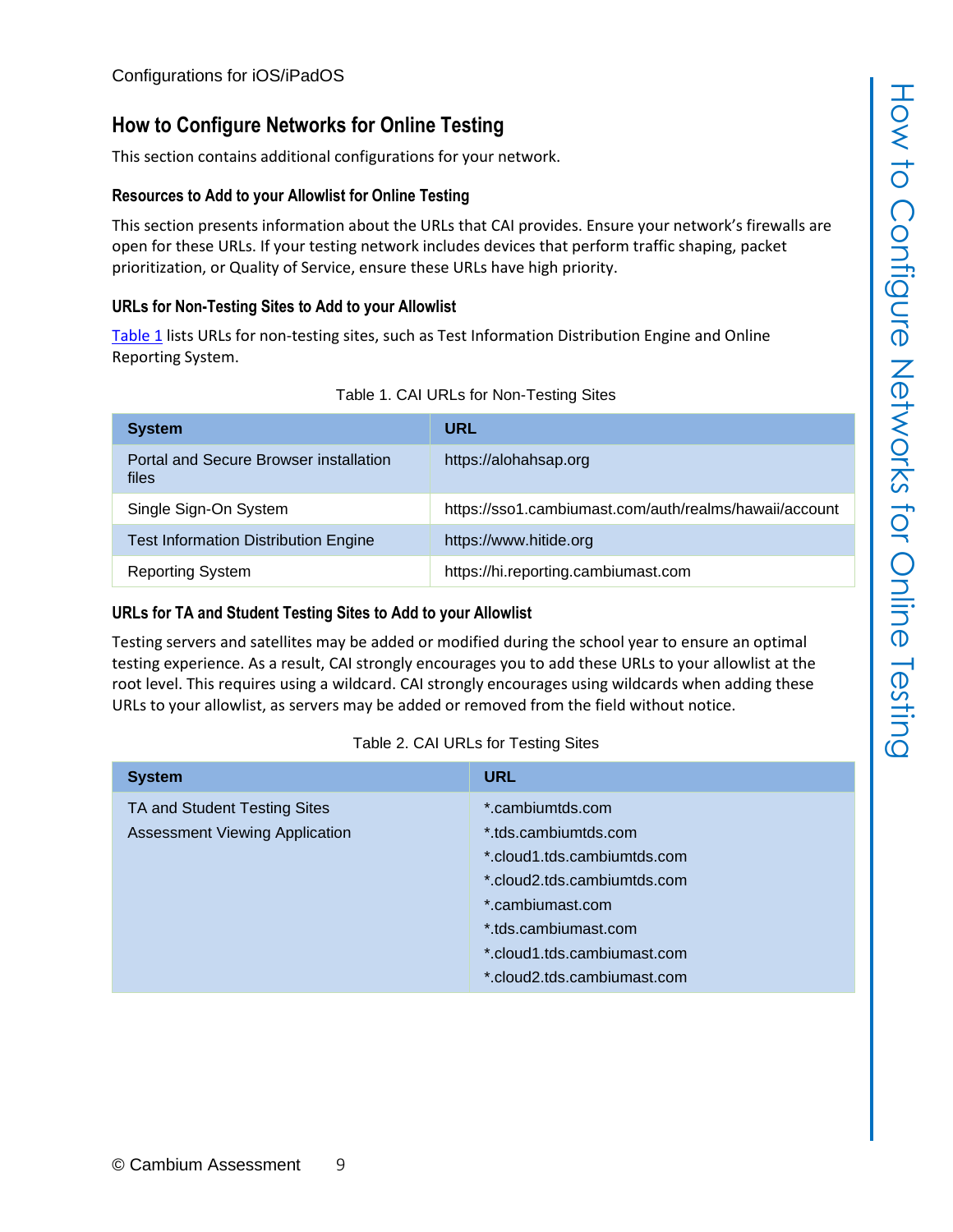## How to Configure Networks for Online Testing

This section contains additional configurations for your network.

### Resources to Add to your Allowlist for Online Testing

This section presents information about the URLs that CAI provides. Ensure your network's firewalls are open for these URLs. If your testing network includes devices that perform traffic shaping, packet prioritization, or Quality of Service, ensure these URLs have high priority.

### URLs for Non-Testing Sites to Add to your Allowlist

Table 1 lists URLs for non-testing sites, such as Test Information Distribution Engine and Online Reporting System.

Table 1. CAI URLs for Non-Testing Sites

| System | URL |
| --- | --- |
| Portal and Secure Browser installation files | https://alohahsap.org |
| Single Sign-On System | https://sso1.cambiumast.com/auth/realms/hawaii/account |
| Test Information Distribution Engine | https://www.hitide.org |
| Reporting System | https://hi.reporting.cambiumast.com |

### URLs for TA and Student Testing Sites to Add to your Allowlist

Testing servers and satellites may be added or modified during the school year to ensure an optimal testing experience. As a result, CAI strongly encourages you to add these URLs to your allowlist at the root level. This requires using a wildcard. CAI strongly encourages using wildcards when adding these URLs to your allowlist, as servers may be added or removed from the field without notice.

Table 2. CAI URLs for Testing Sites

| System | URL |
| --- | --- |
| TA and Student Testing Sites<br>Assessment Viewing Application | *.cambiumtds.com<br>*.tds.cambiumtds.com<br>*.cloud1.tds.cambiumtds.com<br>*.cloud2.tds.cambiumtds.com<br>*.cambiumast.com<br>*.tds.cambiumast.com<br>*.cloud1.tds.cambiumast.com<br>*.cloud2.tds.cambiumast.com |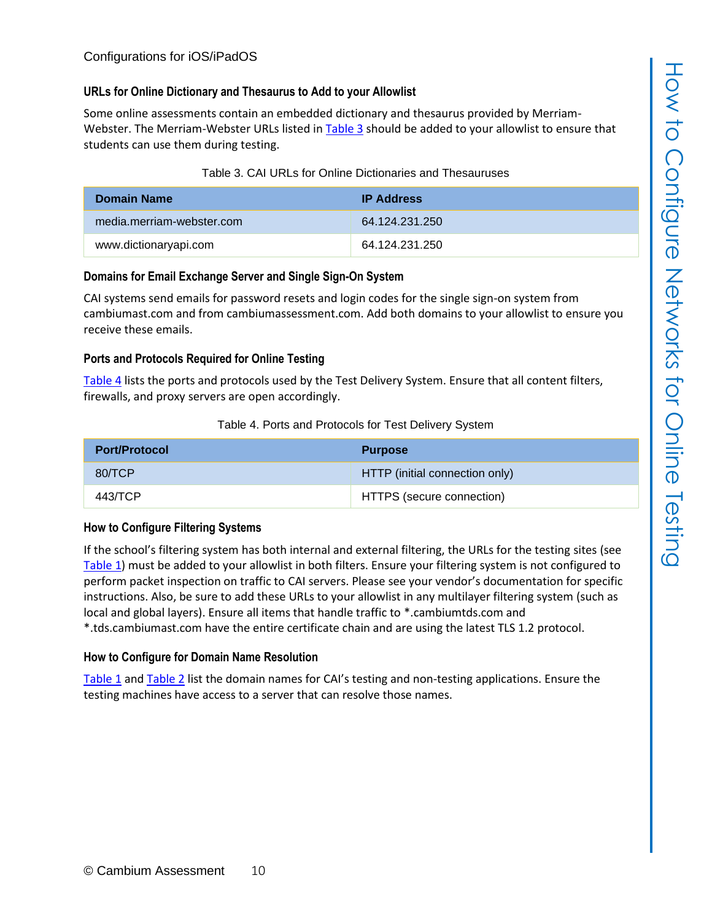Configurations for iOS/iPadOS

### URLs for Online Dictionary and Thesaurus to Add to your Allowlist

Some online assessments contain an embedded dictionary and thesaurus provided by Merriam-Webster. The Merriam-Webster URLs listed in Table 3 should be added to your allowlist to ensure that students can use them during testing.

Table 3. CAI URLs for Online Dictionaries and Thesauruses

| Domain Name | IP Address |
| --- | --- |
| media.merriam-webster.com | 64.124.231.250 |
| www.dictionaryapi.com | 64.124.231.250 |

### Domains for Email Exchange Server and Single Sign-On System

CAI systems send emails for password resets and login codes for the single sign-on system from cambiumast.com and from cambiumassessment.com. Add both domains to your allowlist to ensure you receive these emails.

### Ports and Protocols Required for Online Testing

Table 4 lists the ports and protocols used by the Test Delivery System. Ensure that all content filters, firewalls, and proxy servers are open accordingly.

Table 4. Ports and Protocols for Test Delivery System

| Port/Protocol | Purpose |
| --- | --- |
| 80/TCP | HTTP (initial connection only) |
| 443/TCP | HTTPS (secure connection) |

### How to Configure Filtering Systems

If the school's filtering system has both internal and external filtering, the URLs for the testing sites (see Table 1) must be added to your allowlist in both filters. Ensure your filtering system is not configured to perform packet inspection on traffic to CAI servers. Please see your vendor's documentation for specific instructions. Also, be sure to add these URLs to your allowlist in any multilayer filtering system (such as local and global layers). Ensure all items that handle traffic to *.cambiumtds.com and *.tds.cambiumast.com have the entire certificate chain and are using the latest TLS 1.2 protocol.

### How to Configure for Domain Name Resolution

Table 1 and Table 2 list the domain names for CAI's testing and non-testing applications. Ensure the testing machines have access to a server that can resolve those names.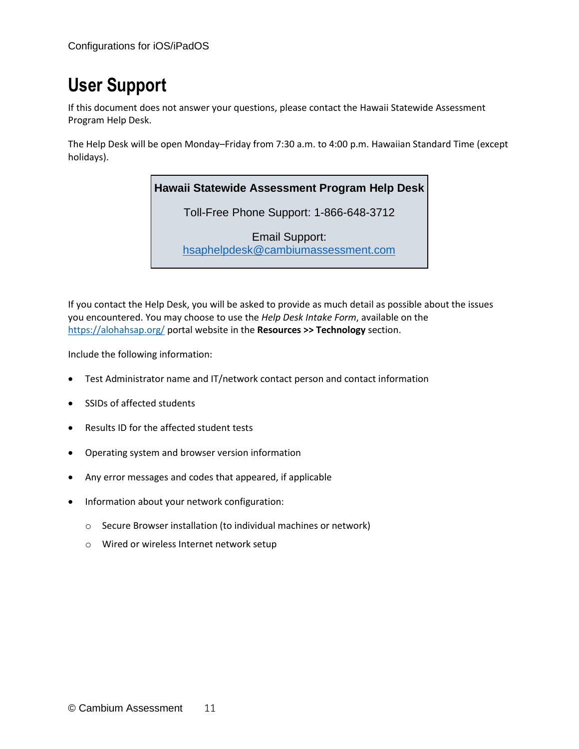# User Support

If this document does not answer your questions, please contact the Hawaii Statewide Assessment Program Help Desk.

The Help Desk will be open Monday–Friday from 7:30 a.m. to 4:00 p.m. Hawaiian Standard Time (except holidays).

| **Hawaii Statewide Assessment Program Help Desk** |
| --- |
| Toll-Free Phone Support: 1-866-648-3712 |
| Email Support: [hsaphelpdesk@cambiumassessment.com](mailto:hsaphelpdesk@cambiumassessment.com) |

If you contact the Help Desk, you will be asked to provide as much detail as possible about the issues you encountered. You may choose to use the *Help Desk Intake Form*, available on the [https://alohahsap.org/](https://alohahsap.org/) portal website in the **Resources >> Technology** section.

Include the following information:

- Test Administrator name and IT/network contact person and contact information
- SSIDs of affected students
- Results ID for the affected student tests
- Operating system and browser version information
- Any error messages and codes that appeared, if applicable
- Information about your network configuration:
  - Secure Browser installation (to individual machines or network)
  - Wired or wireless Internet network setup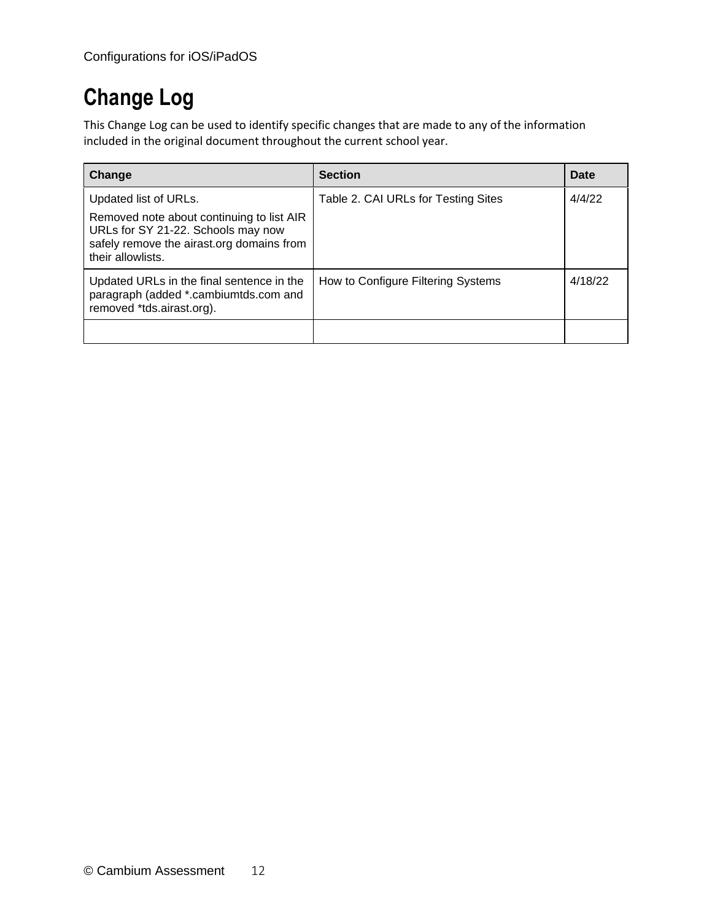# Change Log

This Change Log can be used to identify specific changes that are made to any of the information included in the original document throughout the current school year.

| Change | Section | Date |
| --- | --- | --- |
| Updated list of URLs.<br><br>Removed note about continuing to list AIR URLs for SY 21-22. Schools may now safely remove the airast.org domains from their allowlists. | Table 2. CAI URLs for Testing Sites | 4/4/22 |
| Updated URLs in the final sentence in the paragraph (added *.cambiumtds.com and removed *tds.airast.org). | How to Configure Filtering Systems | 4/18/22 |
| | | |